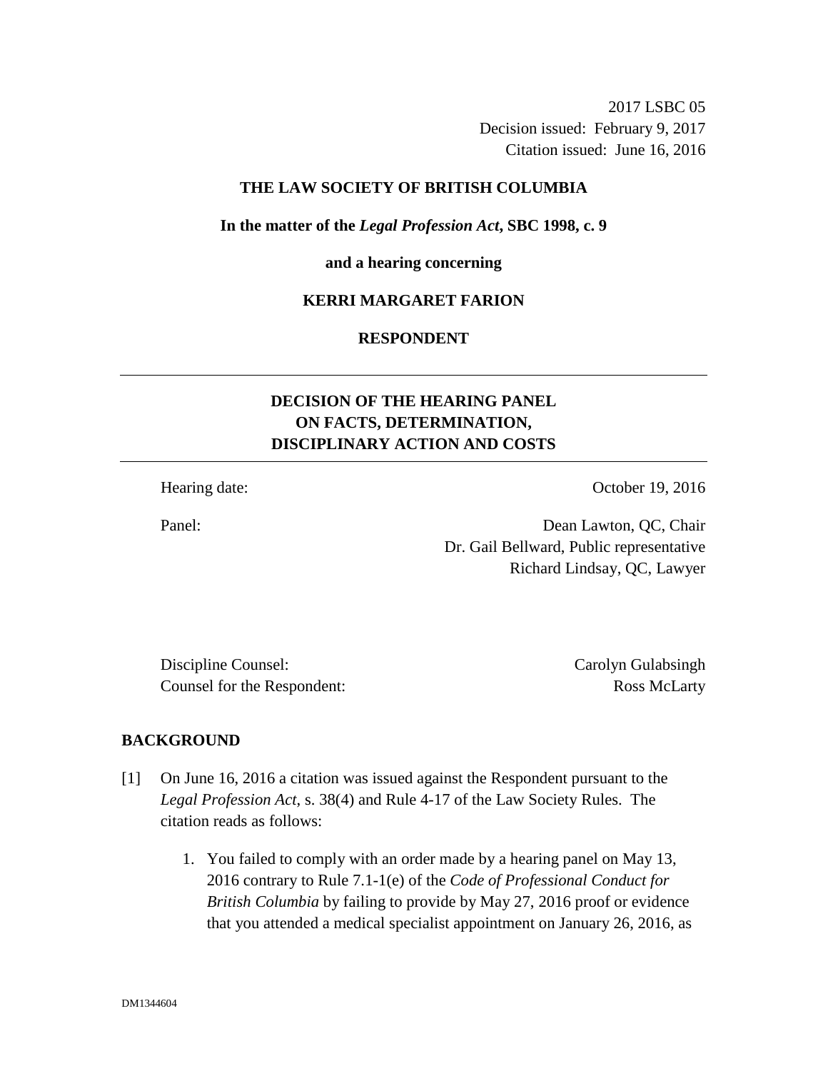2017 LSBC 05
Decision issued: February 9, 2017
Citation issued: June 16, 2016

**THE LAW SOCIETY OF BRITISH COLUMBIA**

**In the matter of the *Legal Profession Act*, SBC 1998, c. 9**

**and a hearing concerning**

**KERRI MARGARET FARION**

**RESPONDENT**

---

## DECISION OF THE HEARING PANEL ON FACTS, DETERMINATION, DISCIPLINARY ACTION AND COSTS

---

Hearing date: October 19, 2016

Panel: Dean Lawton, QC, Chair
Dr. Gail Bellward, Public representative
Richard Lindsay, QC, Lawyer

Discipline Counsel: Carolyn Gulabsingh
Counsel for the Respondent: Ross McLarty

## BACKGROUND

[1] On June 16, 2016 a citation was issued against the Respondent pursuant to the *Legal Profession Act*, s. 38(4) and Rule 4-17 of the Law Society Rules. The citation reads as follows:

1. You failed to comply with an order made by a hearing panel on May 13, 2016 contrary to Rule 7.1-1(e) of the *Code of Professional Conduct for British Columbia* by failing to provide by May 27, 2016 proof or evidence that you attended a medical specialist appointment on January 26, 2016, as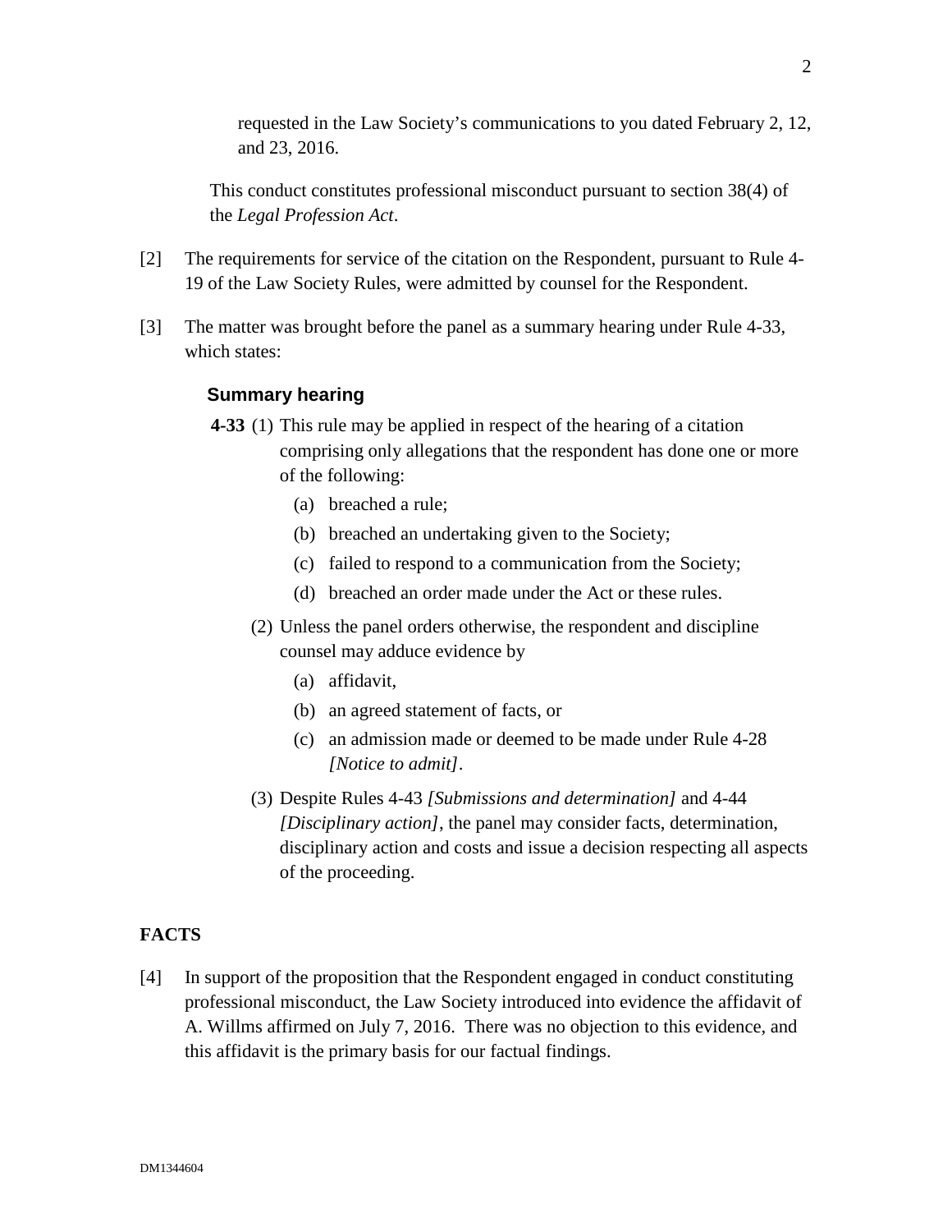requested in the Law Society's communications to you dated February 2, 12, and 23, 2016.

This conduct constitutes professional misconduct pursuant to section 38(4) of the *Legal Profession Act*.

[2] The requirements for service of the citation on the Respondent, pursuant to Rule 4-19 of the Law Society Rules, were admitted by counsel for the Respondent.

[3] The matter was brought before the panel as a summary hearing under Rule 4-33, which states:

> **Summary hearing**
>
> **4-33** (1) This rule may be applied in respect of the hearing of a citation comprising only allegations that the respondent has done one or more of the following:
>
> (a) breached a rule;
>
> (b) breached an undertaking given to the Society;
>
> (c) failed to respond to a communication from the Society;
>
> (d) breached an order made under the Act or these rules.
>
> (2) Unless the panel orders otherwise, the respondent and discipline counsel may adduce evidence by
>
> (a) affidavit,
>
> (b) an agreed statement of facts, or
>
> (c) an admission made or deemed to be made under Rule 4-28 *[Notice to admit]*.
>
> (3) Despite Rules 4-43 *[Submissions and determination]* and 4-44 *[Disciplinary action]*, the panel may consider facts, determination, disciplinary action and costs and issue a decision respecting all aspects of the proceeding.

## FACTS

[4] In support of the proposition that the Respondent engaged in conduct constituting professional misconduct, the Law Society introduced into evidence the affidavit of A. Willms affirmed on July 7, 2016. There was no objection to this evidence, and this affidavit is the primary basis for our factual findings.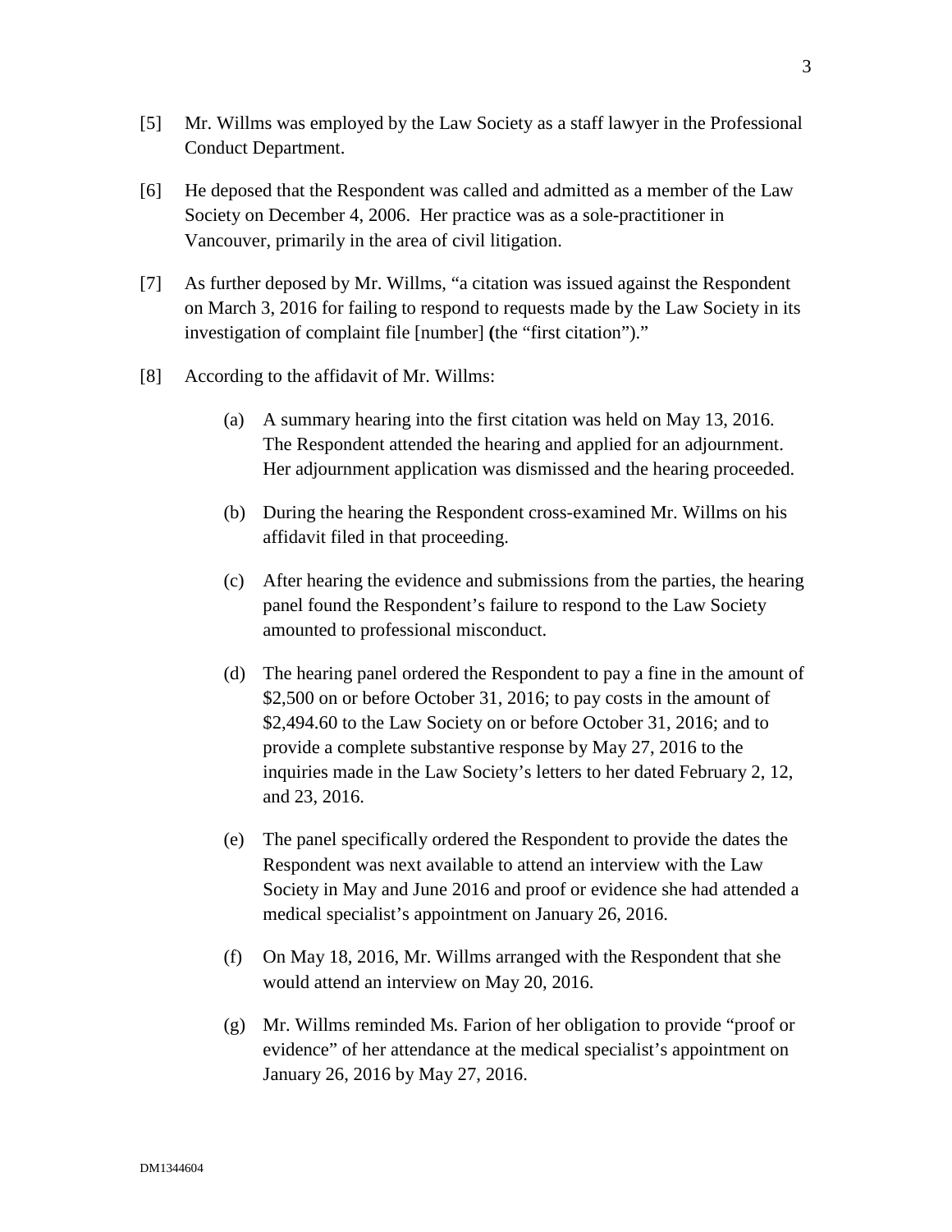[5] Mr. Willms was employed by the Law Society as a staff lawyer in the Professional Conduct Department.

[6] He deposed that the Respondent was called and admitted as a member of the Law Society on December 4, 2006. Her practice was as a sole-practitioner in Vancouver, primarily in the area of civil litigation.

[7] As further deposed by Mr. Willms, "a citation was issued against the Respondent on March 3, 2016 for failing to respond to requests made by the Law Society in its investigation of complaint file [number] **(**the "first citation")."

[8] According to the affidavit of Mr. Willms:

(a) A summary hearing into the first citation was held on May 13, 2016. The Respondent attended the hearing and applied for an adjournment. Her adjournment application was dismissed and the hearing proceeded.

(b) During the hearing the Respondent cross-examined Mr. Willms on his affidavit filed in that proceeding.

(c) After hearing the evidence and submissions from the parties, the hearing panel found the Respondent's failure to respond to the Law Society amounted to professional misconduct.

(d) The hearing panel ordered the Respondent to pay a fine in the amount of $2,500 on or before October 31, 2016; to pay costs in the amount of $2,494.60 to the Law Society on or before October 31, 2016; and to provide a complete substantive response by May 27, 2016 to the inquiries made in the Law Society's letters to her dated February 2, 12, and 23, 2016.

(e) The panel specifically ordered the Respondent to provide the dates the Respondent was next available to attend an interview with the Law Society in May and June 2016 and proof or evidence she had attended a medical specialist's appointment on January 26, 2016.

(f) On May 18, 2016, Mr. Willms arranged with the Respondent that she would attend an interview on May 20, 2016.

(g) Mr. Willms reminded Ms. Farion of her obligation to provide "proof or evidence" of her attendance at the medical specialist's appointment on January 26, 2016 by May 27, 2016.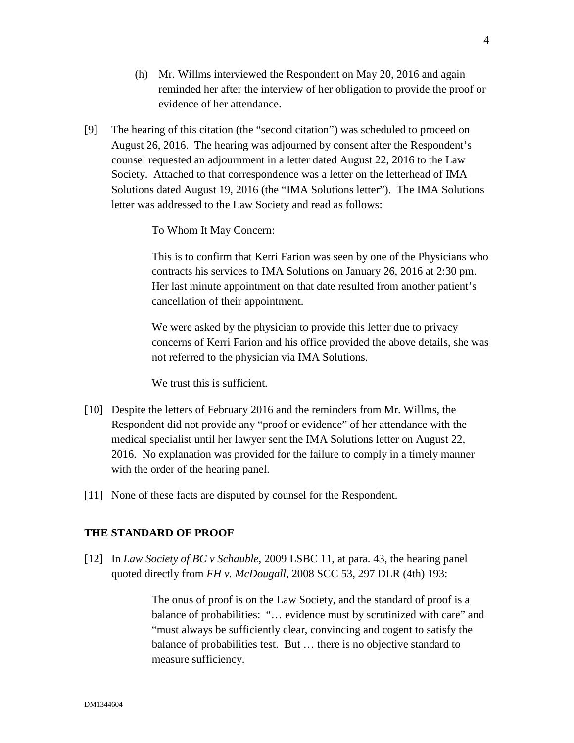(h) Mr. Willms interviewed the Respondent on May 20, 2016 and again reminded her after the interview of her obligation to provide the proof or evidence of her attendance.

[9] The hearing of this citation (the "second citation") was scheduled to proceed on August 26, 2016. The hearing was adjourned by consent after the Respondent's counsel requested an adjournment in a letter dated August 22, 2016 to the Law Society. Attached to that correspondence was a letter on the letterhead of IMA Solutions dated August 19, 2016 (the "IMA Solutions letter"). The IMA Solutions letter was addressed to the Law Society and read as follows:

> To Whom It May Concern:
>
> This is to confirm that Kerri Farion was seen by one of the Physicians who contracts his services to IMA Solutions on January 26, 2016 at 2:30 pm. Her last minute appointment on that date resulted from another patient's cancellation of their appointment.
>
> We were asked by the physician to provide this letter due to privacy concerns of Kerri Farion and his office provided the above details, she was not referred to the physician via IMA Solutions.
>
> We trust this is sufficient.

[10] Despite the letters of February 2016 and the reminders from Mr. Willms, the Respondent did not provide any "proof or evidence" of her attendance with the medical specialist until her lawyer sent the IMA Solutions letter on August 22, 2016. No explanation was provided for the failure to comply in a timely manner with the order of the hearing panel.

[11] None of these facts are disputed by counsel for the Respondent.

## THE STANDARD OF PROOF

[12] In *Law Society of BC v Schauble*, 2009 LSBC 11, at para. 43, the hearing panel quoted directly from *FH v. McDougall*, 2008 SCC 53, 297 DLR (4th) 193:

> The onus of proof is on the Law Society, and the standard of proof is a balance of probabilities: "… evidence must by scrutinized with care" and "must always be sufficiently clear, convincing and cogent to satisfy the balance of probabilities test. But … there is no objective standard to measure sufficiency.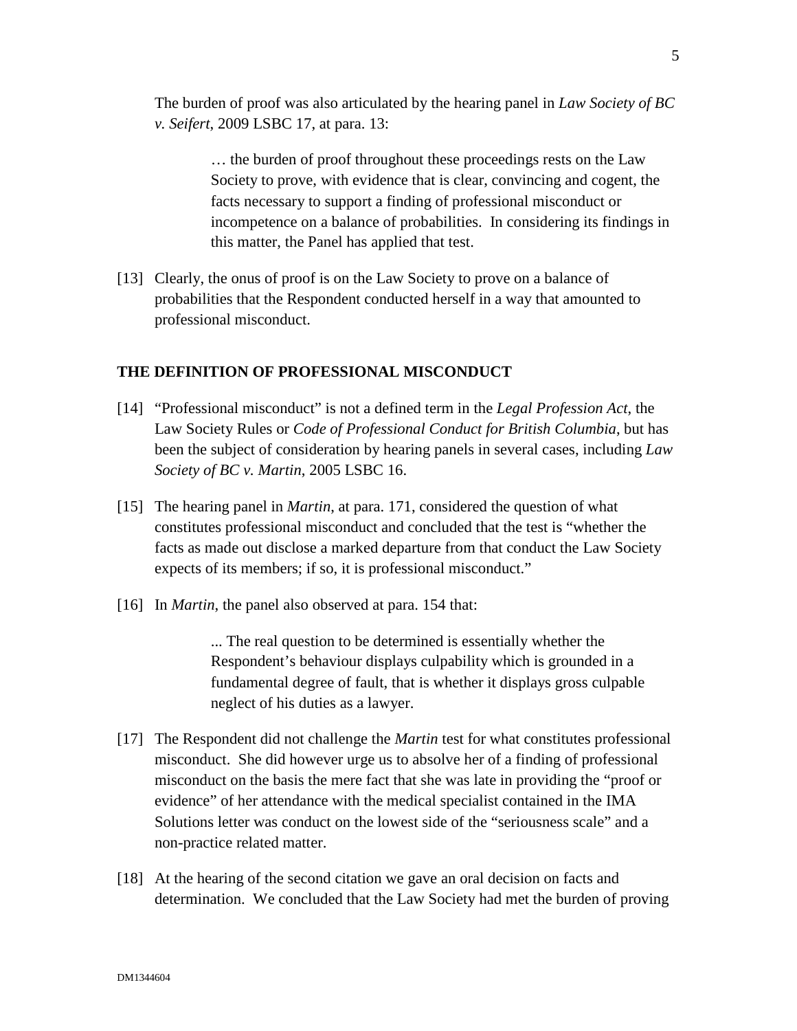The burden of proof was also articulated by the hearing panel in *Law Society of BC v. Seifert*, 2009 LSBC 17, at para. 13:

> … the burden of proof throughout these proceedings rests on the Law Society to prove, with evidence that is clear, convincing and cogent, the facts necessary to support a finding of professional misconduct or incompetence on a balance of probabilities. In considering its findings in this matter, the Panel has applied that test.

[13] Clearly, the onus of proof is on the Law Society to prove on a balance of probabilities that the Respondent conducted herself in a way that amounted to professional misconduct.

## THE DEFINITION OF PROFESSIONAL MISCONDUCT

[14] "Professional misconduct" is not a defined term in the *Legal Profession Act*, the Law Society Rules or *Code of Professional Conduct for British Columbia*, but has been the subject of consideration by hearing panels in several cases, including *Law Society of BC v. Martin*, 2005 LSBC 16.

[15] The hearing panel in *Martin*, at para. 171, considered the question of what constitutes professional misconduct and concluded that the test is "whether the facts as made out disclose a marked departure from that conduct the Law Society expects of its members; if so, it is professional misconduct."

[16] In *Martin*, the panel also observed at para. 154 that:

> ... The real question to be determined is essentially whether the Respondent's behaviour displays culpability which is grounded in a fundamental degree of fault, that is whether it displays gross culpable neglect of his duties as a lawyer.

[17] The Respondent did not challenge the *Martin* test for what constitutes professional misconduct. She did however urge us to absolve her of a finding of professional misconduct on the basis the mere fact that she was late in providing the "proof or evidence" of her attendance with the medical specialist contained in the IMA Solutions letter was conduct on the lowest side of the "seriousness scale" and a non-practice related matter.

[18] At the hearing of the second citation we gave an oral decision on facts and determination. We concluded that the Law Society had met the burden of proving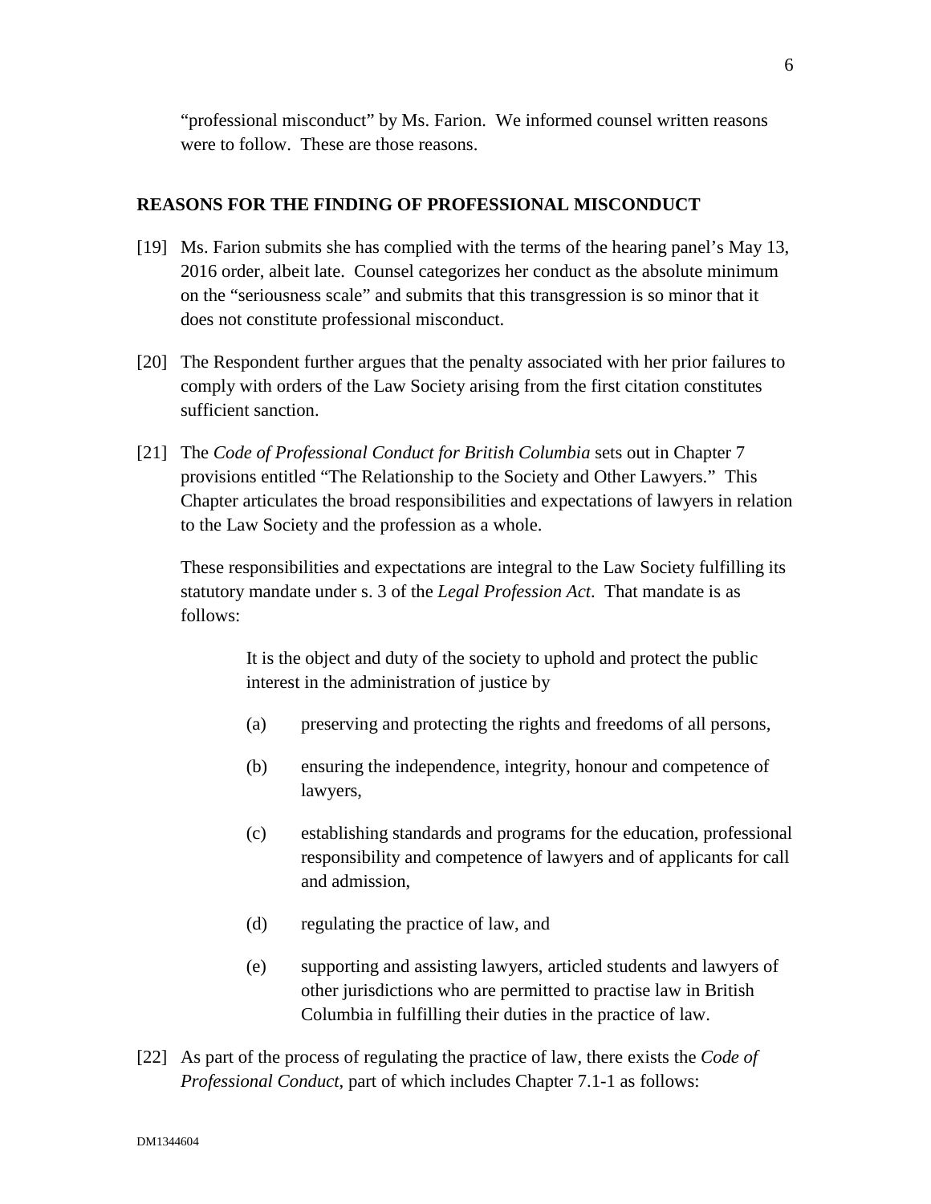"professional misconduct" by Ms. Farion. We informed counsel written reasons were to follow. These are those reasons.

## REASONS FOR THE FINDING OF PROFESSIONAL MISCONDUCT

[19] Ms. Farion submits she has complied with the terms of the hearing panel's May 13, 2016 order, albeit late. Counsel categorizes her conduct as the absolute minimum on the "seriousness scale" and submits that this transgression is so minor that it does not constitute professional misconduct.

[20] The Respondent further argues that the penalty associated with her prior failures to comply with orders of the Law Society arising from the first citation constitutes sufficient sanction.

[21] The *Code of Professional Conduct for British Columbia* sets out in Chapter 7 provisions entitled "The Relationship to the Society and Other Lawyers." This Chapter articulates the broad responsibilities and expectations of lawyers in relation to the Law Society and the profession as a whole.

These responsibilities and expectations are integral to the Law Society fulfilling its statutory mandate under s. 3 of the *Legal Profession Act*. That mandate is as follows:

> It is the object and duty of the society to uphold and protect the public interest in the administration of justice by
>
> (a) preserving and protecting the rights and freedoms of all persons,
>
> (b) ensuring the independence, integrity, honour and competence of lawyers,
>
> (c) establishing standards and programs for the education, professional responsibility and competence of lawyers and of applicants for call and admission,
>
> (d) regulating the practice of law, and
>
> (e) supporting and assisting lawyers, articled students and lawyers of other jurisdictions who are permitted to practise law in British Columbia in fulfilling their duties in the practice of law.

[22] As part of the process of regulating the practice of law, there exists the *Code of Professional Conduct*, part of which includes Chapter 7.1-1 as follows: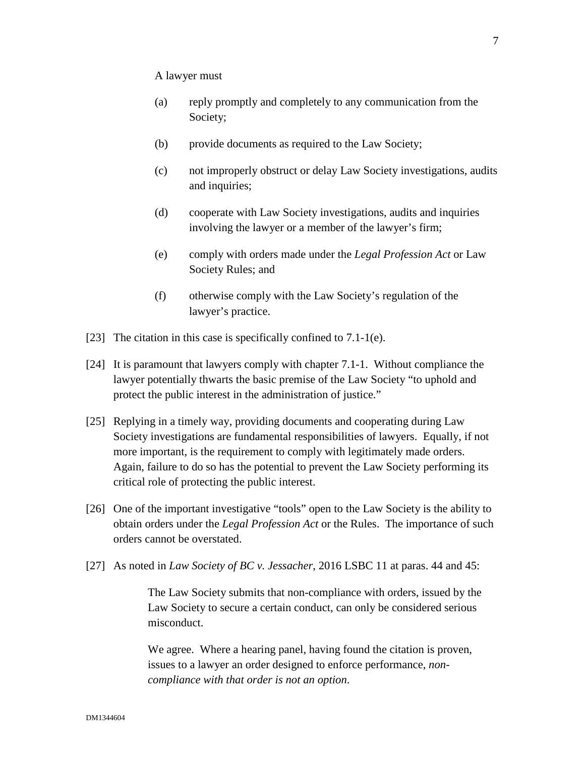A lawyer must

(a) reply promptly and completely to any communication from the Society;

(b) provide documents as required to the Law Society;

(c) not improperly obstruct or delay Law Society investigations, audits and inquiries;

(d) cooperate with Law Society investigations, audits and inquiries involving the lawyer or a member of the lawyer's firm;

(e) comply with orders made under the *Legal Profession Act* or Law Society Rules; and

(f) otherwise comply with the Law Society's regulation of the lawyer's practice.

[23] The citation in this case is specifically confined to 7.1-1(e).

[24] It is paramount that lawyers comply with chapter 7.1-1. Without compliance the lawyer potentially thwarts the basic premise of the Law Society "to uphold and protect the public interest in the administration of justice."

[25] Replying in a timely way, providing documents and cooperating during Law Society investigations are fundamental responsibilities of lawyers. Equally, if not more important, is the requirement to comply with legitimately made orders. Again, failure to do so has the potential to prevent the Law Society performing its critical role of protecting the public interest.

[26] One of the important investigative "tools" open to the Law Society is the ability to obtain orders under the *Legal Profession Act* or the Rules. The importance of such orders cannot be overstated.

[27] As noted in *Law Society of BC v. Jessacher*, 2016 LSBC 11 at paras. 44 and 45:

> The Law Society submits that non-compliance with orders, issued by the Law Society to secure a certain conduct, can only be considered serious misconduct.
>
> We agree. Where a hearing panel, having found the citation is proven, issues to a lawyer an order designed to enforce performance, *non-compliance with that order is not an option*.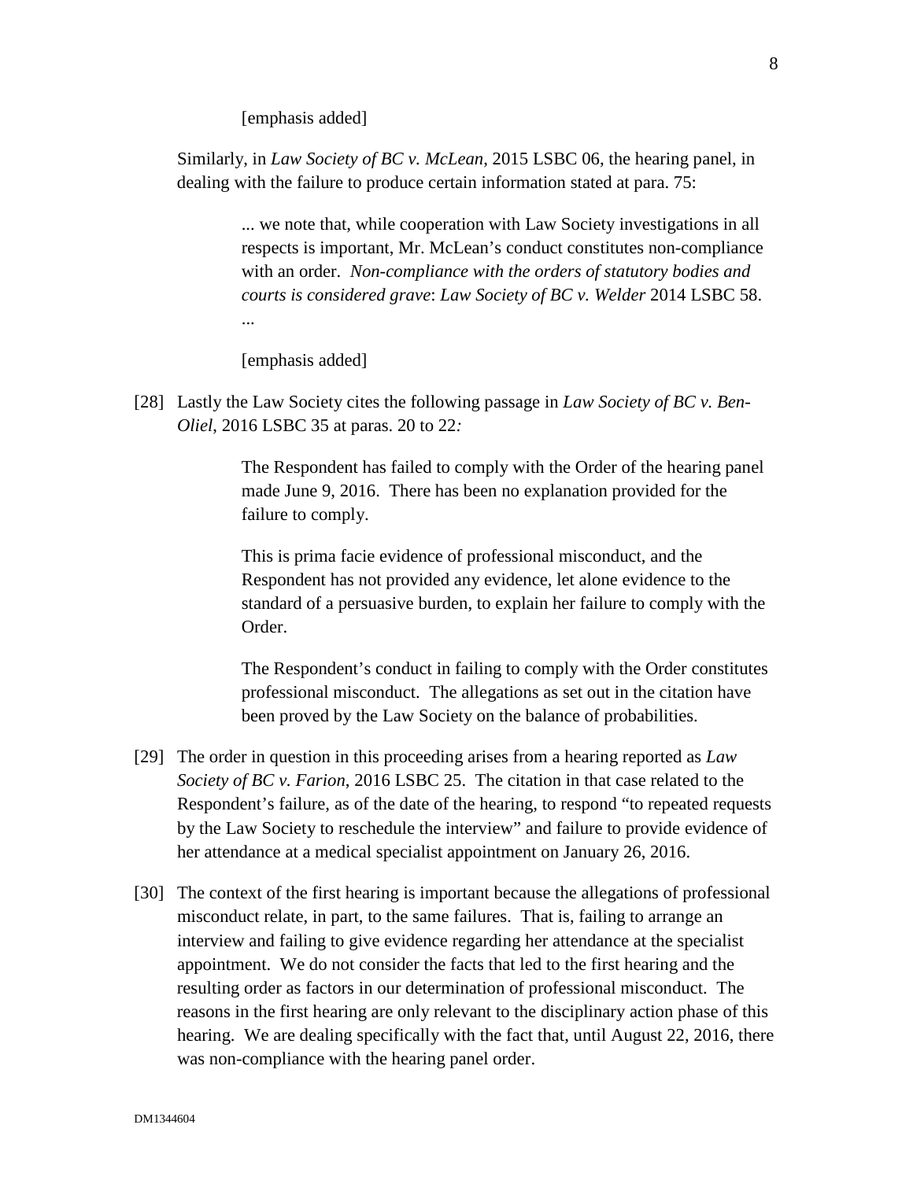[emphasis added]

Similarly, in *Law Society of BC v. McLean*, 2015 LSBC 06, the hearing panel, in dealing with the failure to produce certain information stated at para. 75:

> ... we note that, while cooperation with Law Society investigations in all respects is important, Mr. McLean's conduct constitutes non-compliance with an order. *Non-compliance with the orders of statutory bodies and courts is considered grave*: *Law Society of BC v. Welder* 2014 LSBC 58. ...
>
> [emphasis added]

[28] Lastly the Law Society cites the following passage in *Law Society of BC v. Ben-Oliel*, 2016 LSBC 35 at paras. 20 to 22*:*

> The Respondent has failed to comply with the Order of the hearing panel made June 9, 2016. There has been no explanation provided for the failure to comply.
>
> This is prima facie evidence of professional misconduct, and the Respondent has not provided any evidence, let alone evidence to the standard of a persuasive burden, to explain her failure to comply with the Order.
>
> The Respondent's conduct in failing to comply with the Order constitutes professional misconduct. The allegations as set out in the citation have been proved by the Law Society on the balance of probabilities.

[29] The order in question in this proceeding arises from a hearing reported as *Law Society of BC v. Farion*, 2016 LSBC 25. The citation in that case related to the Respondent's failure, as of the date of the hearing, to respond "to repeated requests by the Law Society to reschedule the interview" and failure to provide evidence of her attendance at a medical specialist appointment on January 26, 2016.

[30] The context of the first hearing is important because the allegations of professional misconduct relate, in part, to the same failures. That is, failing to arrange an interview and failing to give evidence regarding her attendance at the specialist appointment. We do not consider the facts that led to the first hearing and the resulting order as factors in our determination of professional misconduct. The reasons in the first hearing are only relevant to the disciplinary action phase of this hearing. We are dealing specifically with the fact that, until August 22, 2016, there was non-compliance with the hearing panel order.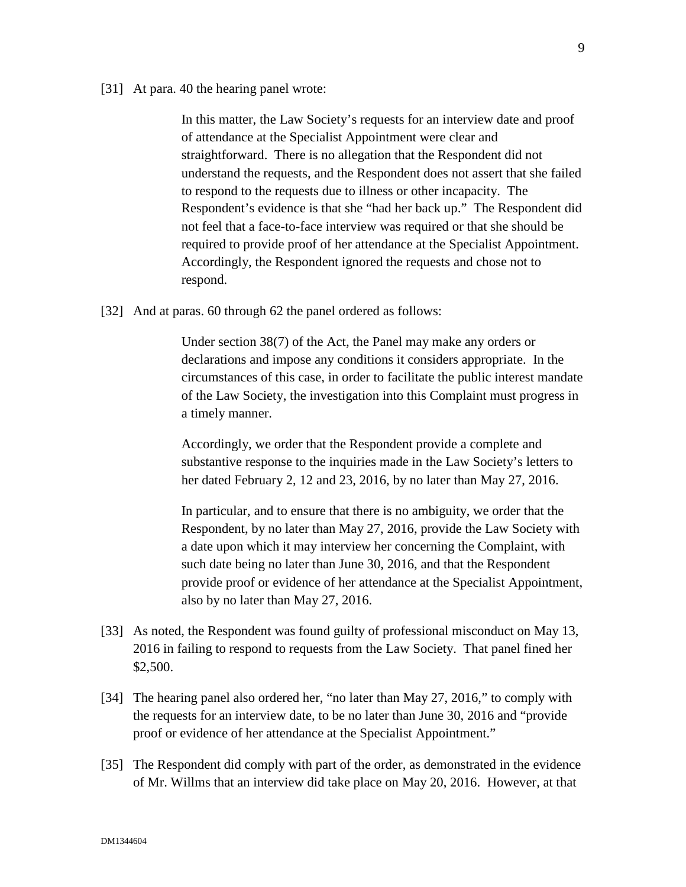[31] At para. 40 the hearing panel wrote:

> In this matter, the Law Society's requests for an interview date and proof of attendance at the Specialist Appointment were clear and straightforward. There is no allegation that the Respondent did not understand the requests, and the Respondent does not assert that she failed to respond to the requests due to illness or other incapacity. The Respondent's evidence is that she "had her back up." The Respondent did not feel that a face-to-face interview was required or that she should be required to provide proof of her attendance at the Specialist Appointment. Accordingly, the Respondent ignored the requests and chose not to respond.

[32] And at paras. 60 through 62 the panel ordered as follows:

> Under section 38(7) of the Act, the Panel may make any orders or declarations and impose any conditions it considers appropriate. In the circumstances of this case, in order to facilitate the public interest mandate of the Law Society, the investigation into this Complaint must progress in a timely manner.
>
> Accordingly, we order that the Respondent provide a complete and substantive response to the inquiries made in the Law Society's letters to her dated February 2, 12 and 23, 2016, by no later than May 27, 2016.
>
> In particular, and to ensure that there is no ambiguity, we order that the Respondent, by no later than May 27, 2016, provide the Law Society with a date upon which it may interview her concerning the Complaint, with such date being no later than June 30, 2016, and that the Respondent provide proof or evidence of her attendance at the Specialist Appointment, also by no later than May 27, 2016.

[33] As noted, the Respondent was found guilty of professional misconduct on May 13, 2016 in failing to respond to requests from the Law Society. That panel fined her $2,500.

[34] The hearing panel also ordered her, "no later than May 27, 2016," to comply with the requests for an interview date, to be no later than June 30, 2016 and "provide proof or evidence of her attendance at the Specialist Appointment."

[35] The Respondent did comply with part of the order, as demonstrated in the evidence of Mr. Willms that an interview did take place on May 20, 2016. However, at that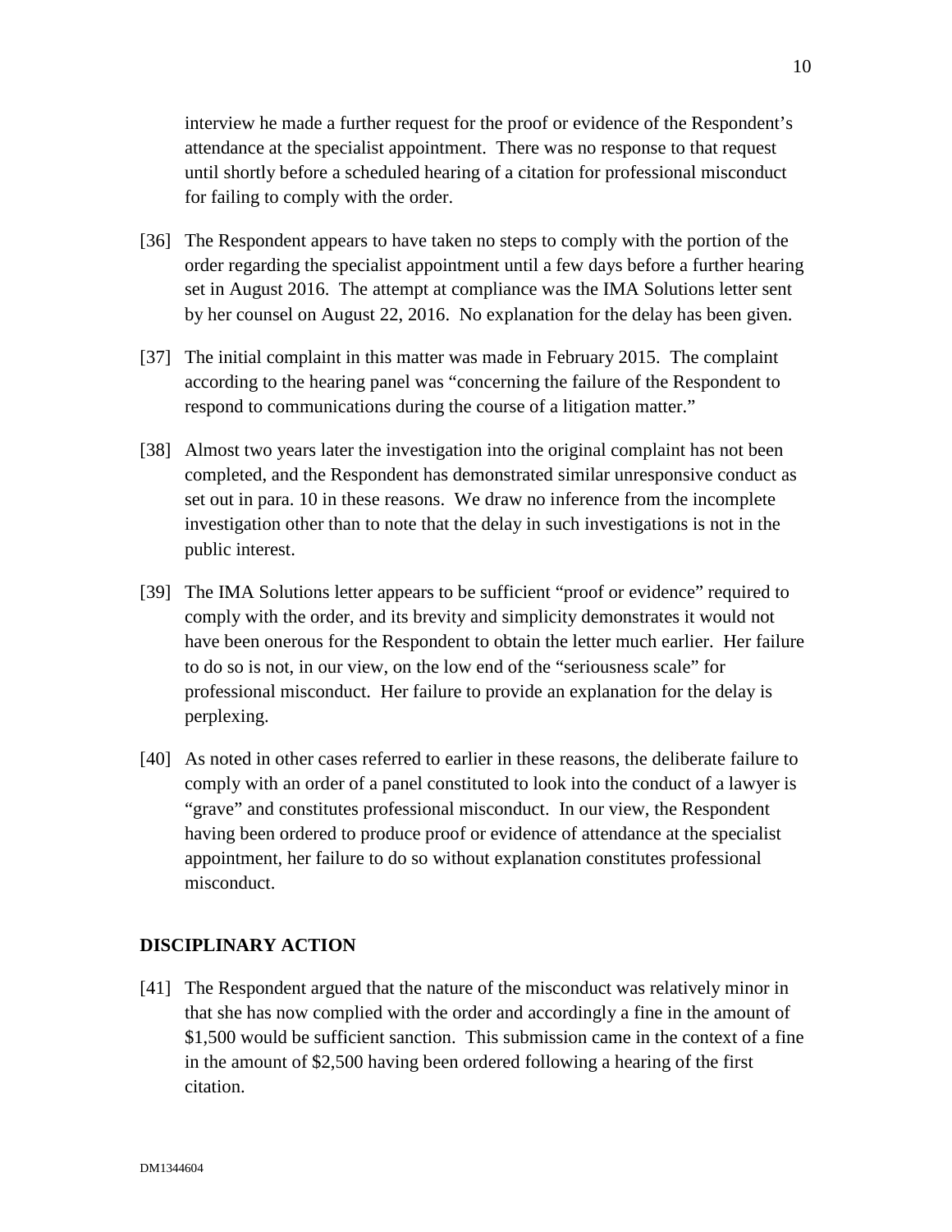interview he made a further request for the proof or evidence of the Respondent's attendance at the specialist appointment. There was no response to that request until shortly before a scheduled hearing of a citation for professional misconduct for failing to comply with the order.

[36] The Respondent appears to have taken no steps to comply with the portion of the order regarding the specialist appointment until a few days before a further hearing set in August 2016. The attempt at compliance was the IMA Solutions letter sent by her counsel on August 22, 2016. No explanation for the delay has been given.

[37] The initial complaint in this matter was made in February 2015. The complaint according to the hearing panel was "concerning the failure of the Respondent to respond to communications during the course of a litigation matter."

[38] Almost two years later the investigation into the original complaint has not been completed, and the Respondent has demonstrated similar unresponsive conduct as set out in para. 10 in these reasons. We draw no inference from the incomplete investigation other than to note that the delay in such investigations is not in the public interest.

[39] The IMA Solutions letter appears to be sufficient "proof or evidence" required to comply with the order, and its brevity and simplicity demonstrates it would not have been onerous for the Respondent to obtain the letter much earlier. Her failure to do so is not, in our view, on the low end of the "seriousness scale" for professional misconduct. Her failure to provide an explanation for the delay is perplexing.

[40] As noted in other cases referred to earlier in these reasons, the deliberate failure to comply with an order of a panel constituted to look into the conduct of a lawyer is "grave" and constitutes professional misconduct. In our view, the Respondent having been ordered to produce proof or evidence of attendance at the specialist appointment, her failure to do so without explanation constitutes professional misconduct.

## DISCIPLINARY ACTION

[41] The Respondent argued that the nature of the misconduct was relatively minor in that she has now complied with the order and accordingly a fine in the amount of $1,500 would be sufficient sanction. This submission came in the context of a fine in the amount of $2,500 having been ordered following a hearing of the first citation.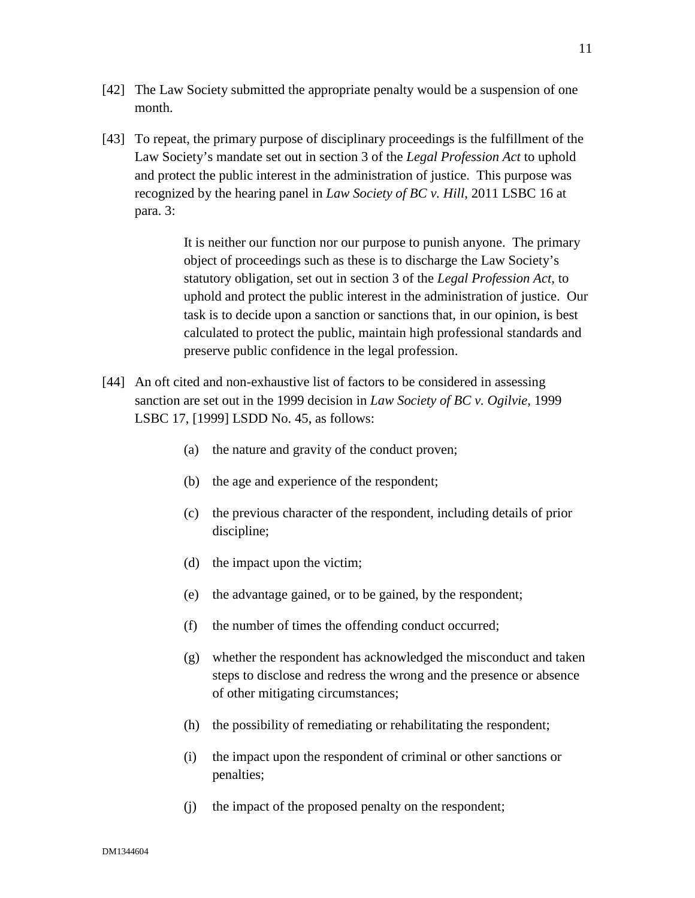[42] The Law Society submitted the appropriate penalty would be a suspension of one month.

[43] To repeat, the primary purpose of disciplinary proceedings is the fulfillment of the Law Society's mandate set out in section 3 of the *Legal Profession Act* to uphold and protect the public interest in the administration of justice. This purpose was recognized by the hearing panel in *Law Society of BC v. Hill*, 2011 LSBC 16 at para. 3:

> It is neither our function nor our purpose to punish anyone. The primary object of proceedings such as these is to discharge the Law Society's statutory obligation, set out in section 3 of the *Legal Profession Act*, to uphold and protect the public interest in the administration of justice. Our task is to decide upon a sanction or sanctions that, in our opinion, is best calculated to protect the public, maintain high professional standards and preserve public confidence in the legal profession.

[44] An oft cited and non-exhaustive list of factors to be considered in assessing sanction are set out in the 1999 decision in *Law Society of BC v. Ogilvie*, 1999 LSBC 17, [1999] LSDD No. 45, as follows:

> (a) the nature and gravity of the conduct proven;
>
> (b) the age and experience of the respondent;
>
> (c) the previous character of the respondent, including details of prior discipline;
>
> (d) the impact upon the victim;
>
> (e) the advantage gained, or to be gained, by the respondent;
>
> (f) the number of times the offending conduct occurred;
>
> (g) whether the respondent has acknowledged the misconduct and taken steps to disclose and redress the wrong and the presence or absence of other mitigating circumstances;
>
> (h) the possibility of remediating or rehabilitating the respondent;
>
> (i) the impact upon the respondent of criminal or other sanctions or penalties;
>
> (j) the impact of the proposed penalty on the respondent;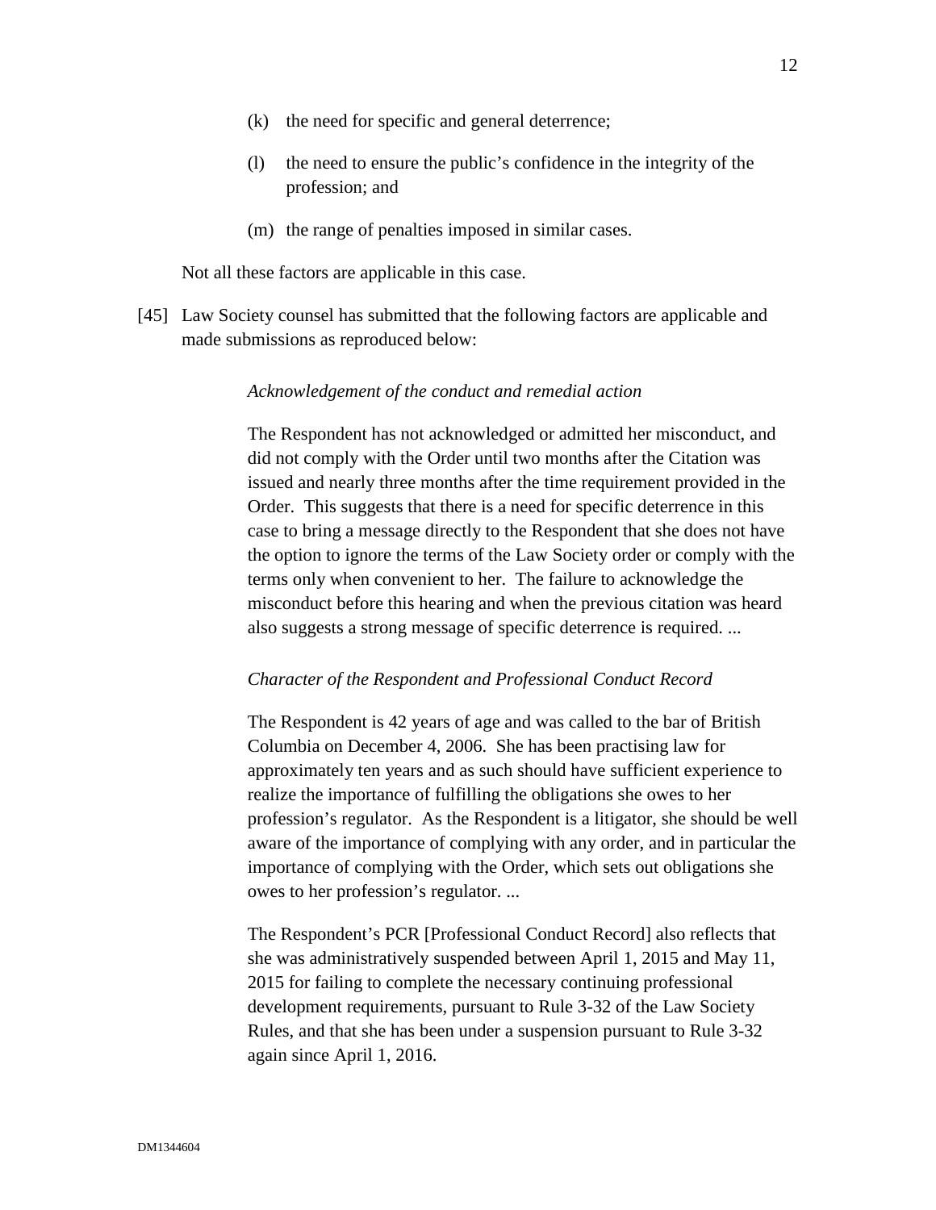(k) the need for specific and general deterrence;

(l) the need to ensure the public's confidence in the integrity of the profession; and

(m) the range of penalties imposed in similar cases.

Not all these factors are applicable in this case.

[45] Law Society counsel has submitted that the following factors are applicable and made submissions as reproduced below:

> *Acknowledgement of the conduct and remedial action*
>
> The Respondent has not acknowledged or admitted her misconduct, and did not comply with the Order until two months after the Citation was issued and nearly three months after the time requirement provided in the Order. This suggests that there is a need for specific deterrence in this case to bring a message directly to the Respondent that she does not have the option to ignore the terms of the Law Society order or comply with the terms only when convenient to her. The failure to acknowledge the misconduct before this hearing and when the previous citation was heard also suggests a strong message of specific deterrence is required. ...
>
> *Character of the Respondent and Professional Conduct Record*
>
> The Respondent is 42 years of age and was called to the bar of British Columbia on December 4, 2006. She has been practising law for approximately ten years and as such should have sufficient experience to realize the importance of fulfilling the obligations she owes to her profession's regulator. As the Respondent is a litigator, she should be well aware of the importance of complying with any order, and in particular the importance of complying with the Order, which sets out obligations she owes to her profession's regulator. ...
>
> The Respondent's PCR [Professional Conduct Record] also reflects that she was administratively suspended between April 1, 2015 and May 11, 2015 for failing to complete the necessary continuing professional development requirements, pursuant to Rule 3-32 of the Law Society Rules, and that she has been under a suspension pursuant to Rule 3-32 again since April 1, 2016.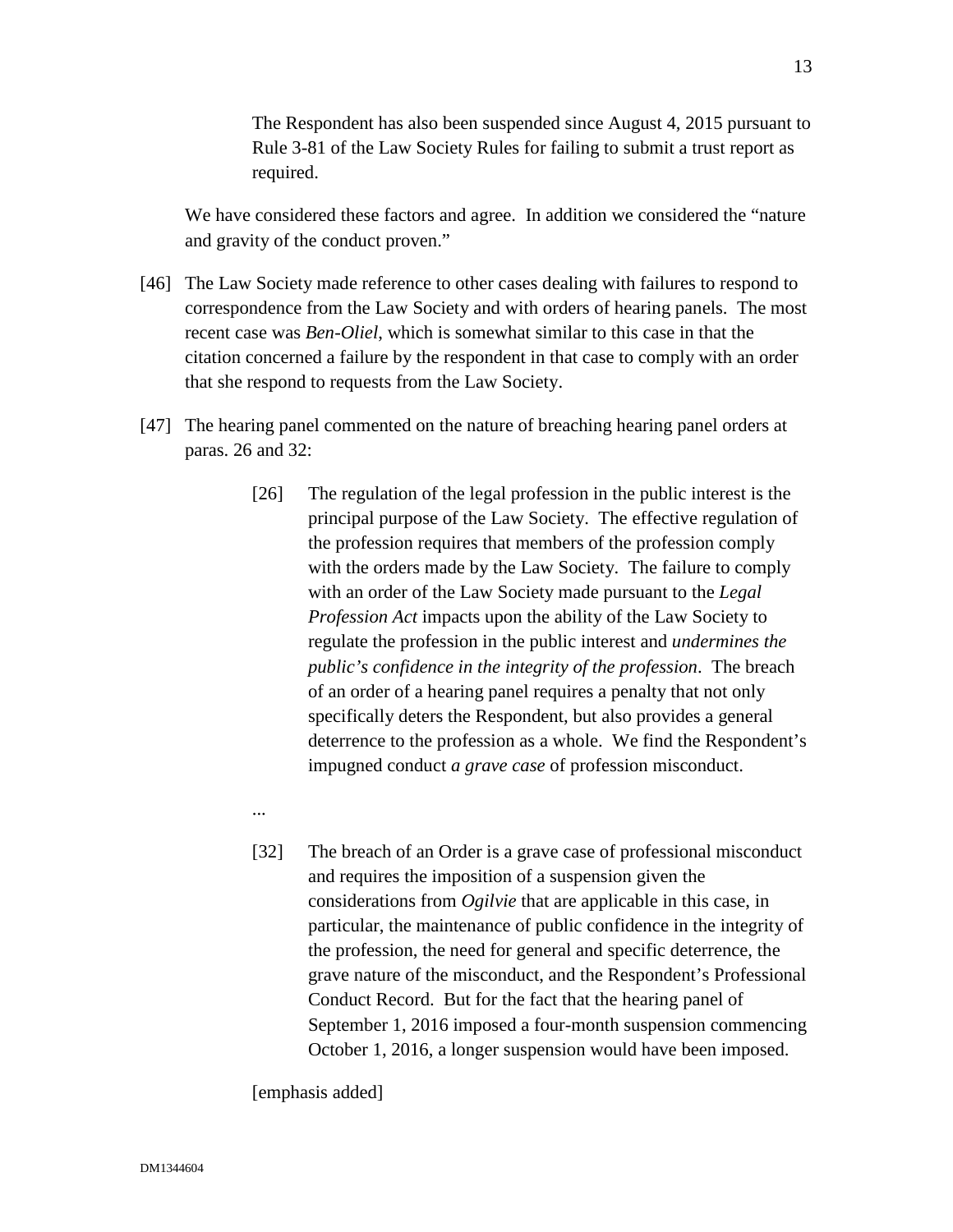> The Respondent has also been suspended since August 4, 2015 pursuant to Rule 3-81 of the Law Society Rules for failing to submit a trust report as required.

We have considered these factors and agree. In addition we considered the "nature and gravity of the conduct proven."

[46] The Law Society made reference to other cases dealing with failures to respond to correspondence from the Law Society and with orders of hearing panels. The most recent case was *Ben-Oliel*, which is somewhat similar to this case in that the citation concerned a failure by the respondent in that case to comply with an order that she respond to requests from the Law Society.

[47] The hearing panel commented on the nature of breaching hearing panel orders at paras. 26 and 32:

> [26] The regulation of the legal profession in the public interest is the principal purpose of the Law Society. The effective regulation of the profession requires that members of the profession comply with the orders made by the Law Society. The failure to comply with an order of the Law Society made pursuant to the *Legal Profession Act* impacts upon the ability of the Law Society to regulate the profession in the public interest and *undermines the public's confidence in the integrity of the profession*. The breach of an order of a hearing panel requires a penalty that not only specifically deters the Respondent, but also provides a general deterrence to the profession as a whole. We find the Respondent's impugned conduct *a grave case* of profession misconduct.
>
> ...
>
> [32] The breach of an Order is a grave case of professional misconduct and requires the imposition of a suspension given the considerations from *Ogilvie* that are applicable in this case, in particular, the maintenance of public confidence in the integrity of the profession, the need for general and specific deterrence, the grave nature of the misconduct, and the Respondent's Professional Conduct Record. But for the fact that the hearing panel of September 1, 2016 imposed a four-month suspension commencing October 1, 2016, a longer suspension would have been imposed.
>
> [emphasis added]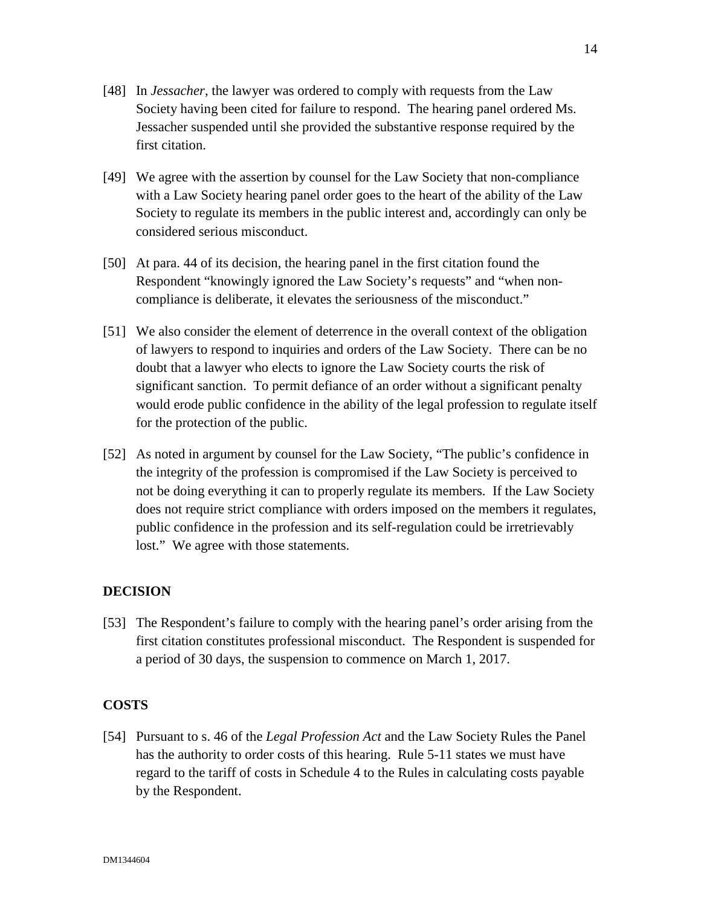[48] In *Jessacher*, the lawyer was ordered to comply with requests from the Law Society having been cited for failure to respond. The hearing panel ordered Ms. Jessacher suspended until she provided the substantive response required by the first citation.

[49] We agree with the assertion by counsel for the Law Society that non-compliance with a Law Society hearing panel order goes to the heart of the ability of the Law Society to regulate its members in the public interest and, accordingly can only be considered serious misconduct.

[50] At para. 44 of its decision, the hearing panel in the first citation found the Respondent "knowingly ignored the Law Society's requests" and "when non-compliance is deliberate, it elevates the seriousness of the misconduct."

[51] We also consider the element of deterrence in the overall context of the obligation of lawyers to respond to inquiries and orders of the Law Society. There can be no doubt that a lawyer who elects to ignore the Law Society courts the risk of significant sanction. To permit defiance of an order without a significant penalty would erode public confidence in the ability of the legal profession to regulate itself for the protection of the public.

[52] As noted in argument by counsel for the Law Society, "The public's confidence in the integrity of the profession is compromised if the Law Society is perceived to not be doing everything it can to properly regulate its members. If the Law Society does not require strict compliance with orders imposed on the members it regulates, public confidence in the profession and its self-regulation could be irretrievably lost." We agree with those statements.

## DECISION

[53] The Respondent's failure to comply with the hearing panel's order arising from the first citation constitutes professional misconduct. The Respondent is suspended for a period of 30 days, the suspension to commence on March 1, 2017.

## COSTS

[54] Pursuant to s. 46 of the *Legal Profession Act* and the Law Society Rules the Panel has the authority to order costs of this hearing. Rule 5-11 states we must have regard to the tariff of costs in Schedule 4 to the Rules in calculating costs payable by the Respondent.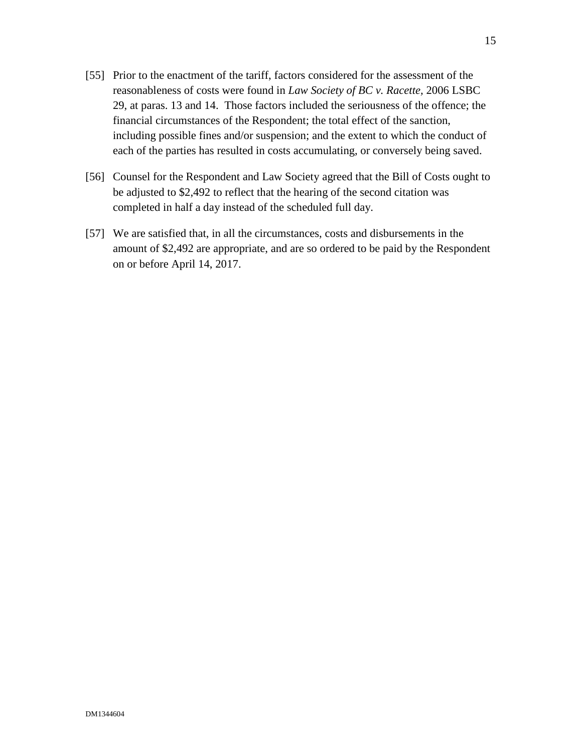[55] Prior to the enactment of the tariff, factors considered for the assessment of the reasonableness of costs were found in *Law Society of BC v. Racette*, 2006 LSBC 29, at paras. 13 and 14. Those factors included the seriousness of the offence; the financial circumstances of the Respondent; the total effect of the sanction, including possible fines and/or suspension; and the extent to which the conduct of each of the parties has resulted in costs accumulating, or conversely being saved.

[56] Counsel for the Respondent and Law Society agreed that the Bill of Costs ought to be adjusted to $2,492 to reflect that the hearing of the second citation was completed in half a day instead of the scheduled full day.

[57] We are satisfied that, in all the circumstances, costs and disbursements in the amount of $2,492 are appropriate, and are so ordered to be paid by the Respondent on or before April 14, 2017.